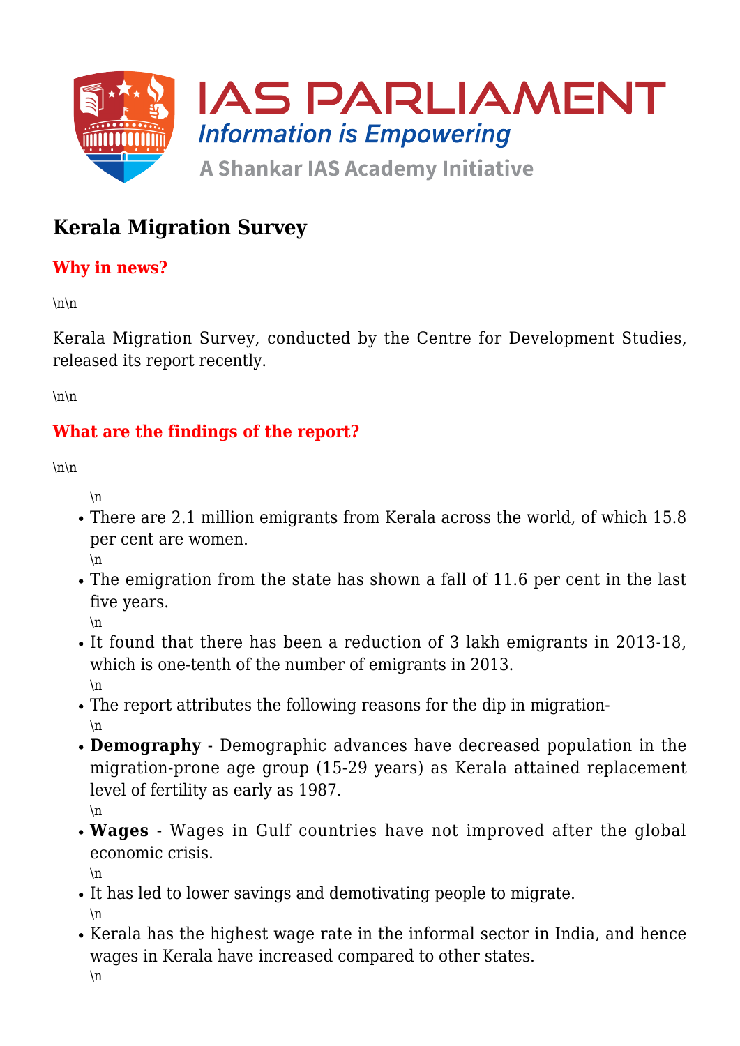# Kerala Migration Survey

## Why in news?

Kerala Migration Survey, conducted by the Centre for Development Studies, released its report recently.

## What are the findings of the report?

- There are 2.1 million emigrants from Kerala across the world, of which 15.8 per cent are women.
- The emigration from the state has shown a fall of 11.6 per cent in the last five years.
- It found that there has been a reduction of 3 lakh emigrants in 2013-18, which is one-tenth of the number of emigrants in 2013.
- The report attributes the following reasons for the dip in migration-
- **Demography** - Demographic advances have decreased population in the migration-prone age group (15-29 years) as Kerala attained replacement level of fertility as early as 1987.
- **Wages** - Wages in Gulf countries have not improved after the global economic crisis.
- It has led to lower savings and demotivating people to migrate.
- Kerala has the highest wage rate in the informal sector in India, and hence wages in Kerala have increased compared to other states.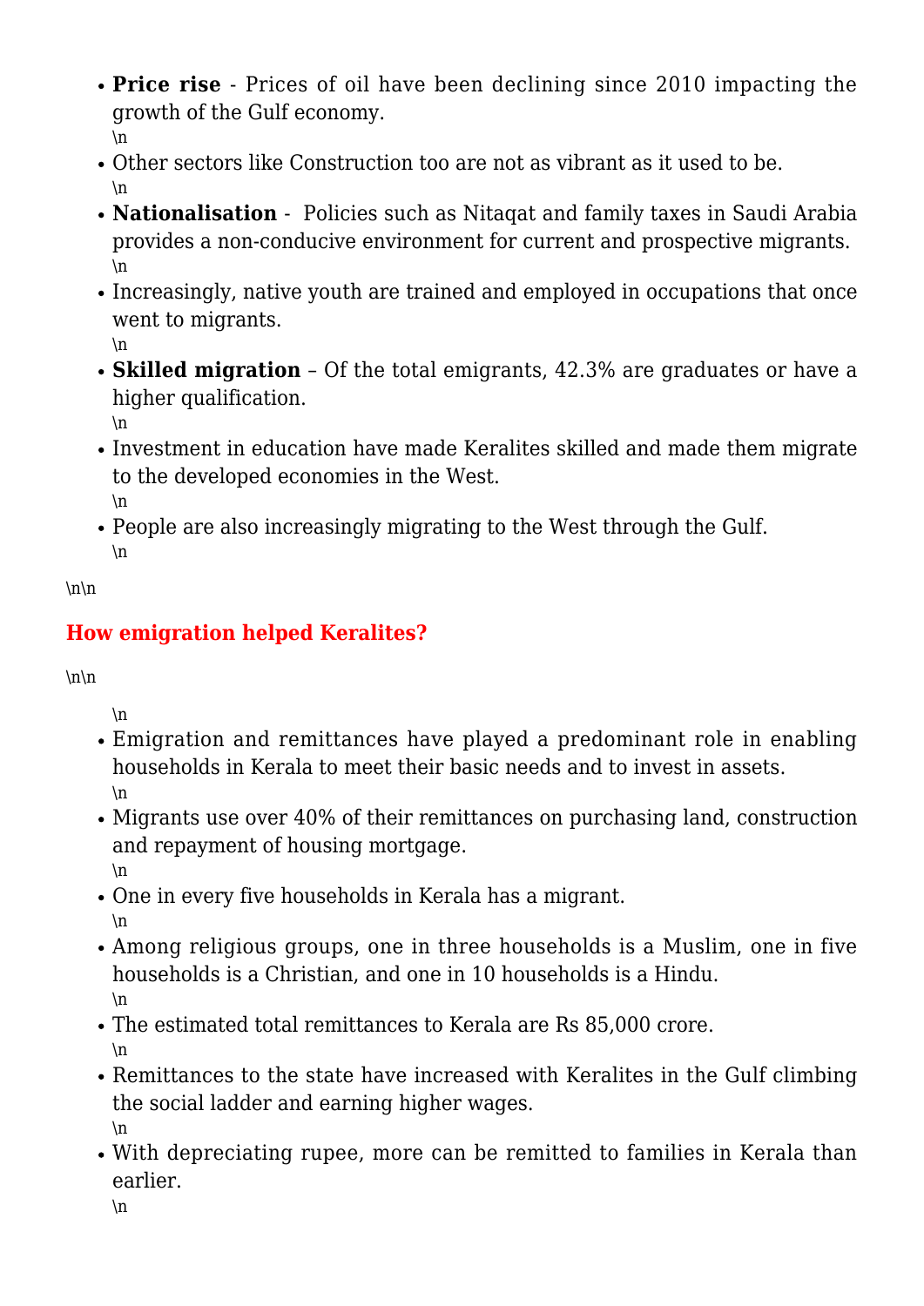- **Price rise** - Prices of oil have been declining since 2010 impacting the growth of the Gulf economy.
\n
- Other sectors like Construction too are not as vibrant as it used to be.
\n
- **Nationalisation** - Policies such as Nitaqat and family taxes in Saudi Arabia provides a non-conducive environment for current and prospective migrants.
\n
- Increasingly, native youth are trained and employed in occupations that once went to migrants.
\n
- **Skilled migration** – Of the total emigrants, 42.3% are graduates or have a higher qualification.
\n
- Investment in education have made Keralites skilled and made them migrate to the developed economies in the West.
\n
- People are also increasingly migrating to the West through the Gulf.
\n

\n\n

## How emigration helped Keralites?

\n\n

\n
- Emigration and remittances have played a predominant role in enabling households in Kerala to meet their basic needs and to invest in assets.
\n
- Migrants use over 40% of their remittances on purchasing land, construction and repayment of housing mortgage.
\n
- One in every five households in Kerala has a migrant.
\n
- Among religious groups, one in three households is a Muslim, one in five households is a Christian, and one in 10 households is a Hindu.
\n
- The estimated total remittances to Kerala are Rs 85,000 crore.
\n
- Remittances to the state have increased with Keralites in the Gulf climbing the social ladder and earning higher wages.
\n
- With depreciating rupee, more can be remitted to families in Kerala than earlier.
\n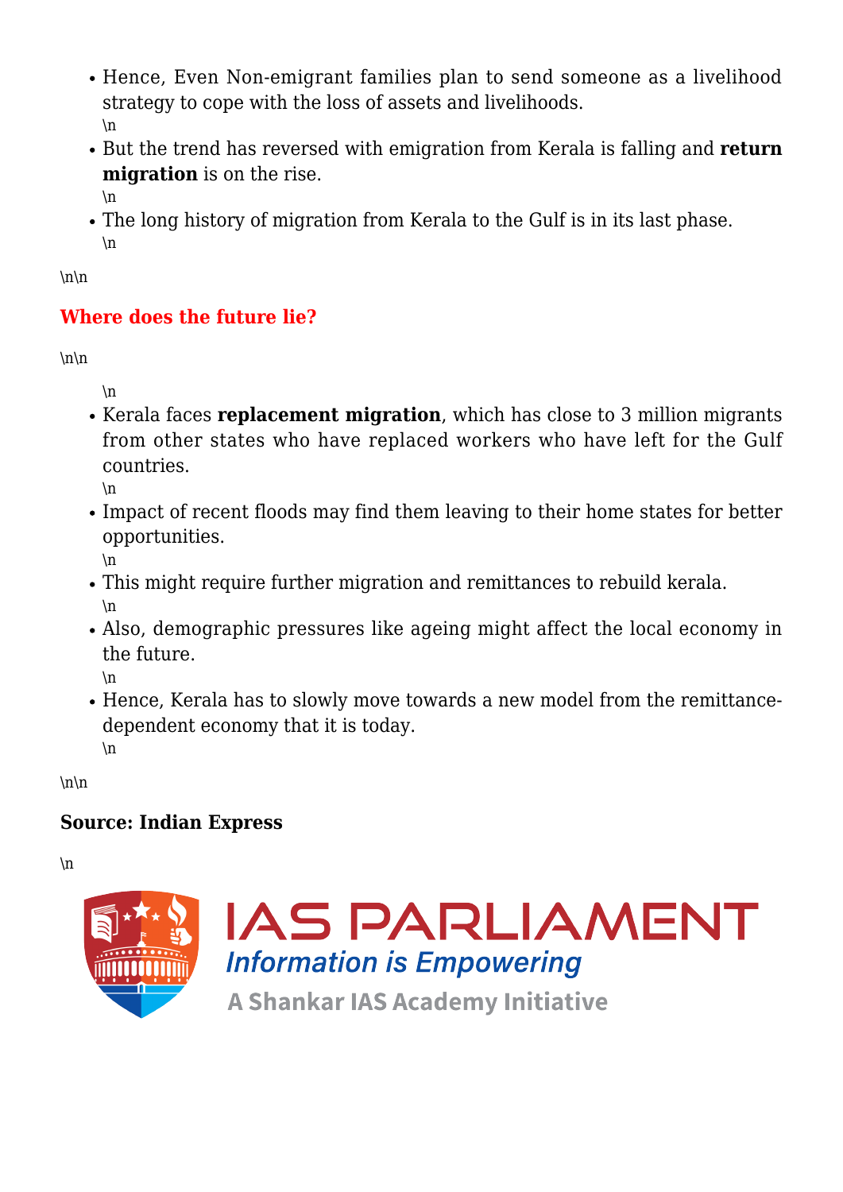- Hence, Even Non-emigrant families plan to send someone as a livelihood strategy to cope with the loss of assets and livelihoods.
- But the trend has reversed with emigration from Kerala is falling and **return migration** is on the rise.
- The long history of migration from Kerala to the Gulf is in its last phase.

## Where does the future lie?

- Kerala faces **replacement migration**, which has close to 3 million migrants from other states who have replaced workers who have left for the Gulf countries.
- Impact of recent floods may find them leaving to their home states for better opportunities.
- This might require further migration and remittances to rebuild kerala.
- Also, demographic pressures like ageing might affect the local economy in the future.
- Hence, Kerala has to slowly move towards a new model from the remittance-dependent economy that it is today.

**Source: Indian Express**